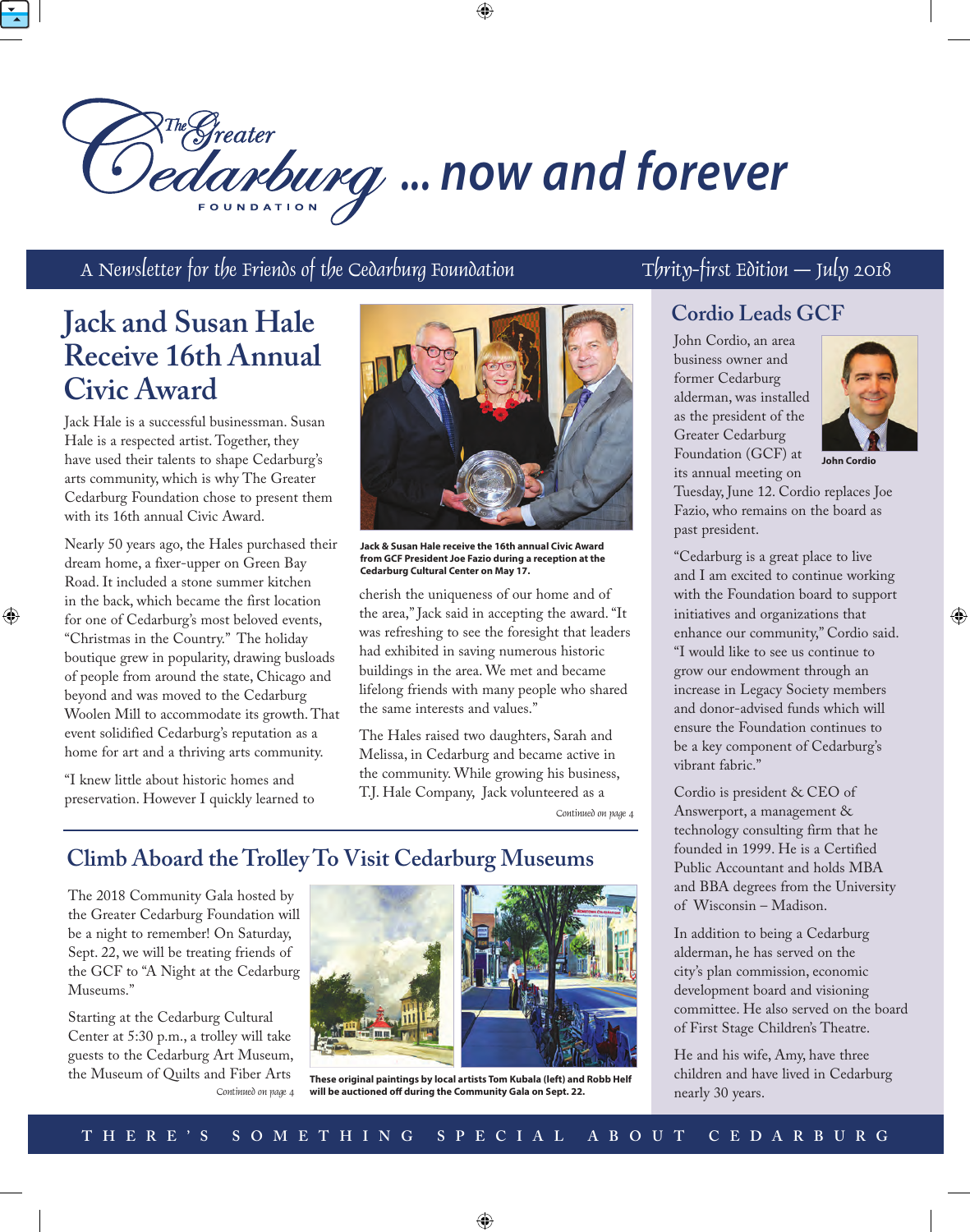# The Greater Cedarburg Foundation ... now and forever

A Newsletter for the Friends of the Cedarburg Foundation — Thirty-first Edition — July 2018

## Jack and Susan Hale Receive 16th Annual Civic Award

Jack Hale is a successful businessman. Susan Hale is a respected artist. Together, they have used their talents to shape Cedarburg's arts community, which is why The Greater Cedarburg Foundation chose to present them with its 16th annual Civic Award.

Nearly 50 years ago, the Hales purchased their dream home, a fixer-upper on Green Bay Road. It included a stone summer kitchen in the back, which became the first location for one of Cedarburg's most beloved events, "Christmas in the Country." The holiday boutique grew in popularity, drawing busloads of people from around the state, Chicago and beyond and was moved to the Cedarburg Woolen Mill to accommodate its growth. That event solidified Cedarburg's reputation as a home for art and a thriving arts community.

"I knew little about historic homes and preservation. However I quickly learned to cherish the uniqueness of our home and of the area," Jack said in accepting the award. "It was refreshing to see the foresight that leaders had exhibited in saving numerous historic buildings in the area. We met and became lifelong friends with many people who shared the same interests and values."

**Jack & Susan Hale receive the 16th annual Civic Award from GCF President Joe Fazio during a reception at the Cedarburg Cultural Center on May 17.**

The Hales raised two daughters, Sarah and Melissa, in Cedarburg and became active in the community. While growing his business, T.J. Hale Company, Jack volunteered as a

*Continued on page 4*

## Climb Aboard the Trolley To Visit Cedarburg Museums

The 2018 Community Gala hosted by the Greater Cedarburg Foundation will be a night to remember! On Saturday, Sept. 22, we will be treating friends of the GCF to "A Night at the Cedarburg Museums."

Starting at the Cedarburg Cultural Center at 5:30 p.m., a trolley will take guests to the Cedarburg Art Museum, the Museum of Quilts and Fiber Arts

*Continued on page 4*

**These original paintings by local artists Tom Kubala (left) and Robb Helf will be auctioned off during the Community Gala on Sept. 22.**

## Cordio Leads GCF

John Cordio, an area business owner and former Cedarburg alderman, was installed as the president of the Greater Cedarburg Foundation (GCF) at its annual meeting on Tuesday, June 12. Cordio replaces Joe Fazio, who remains on the board as past president.

**John Cordio**

"Cedarburg is a great place to live and I am excited to continue working with the Foundation board to support initiatives and organizations that enhance our community," Cordio said. "I would like to see us continue to grow our endowment through an increase in Legacy Society members and donor-advised funds which will ensure the Foundation continues to be a key component of Cedarburg's vibrant fabric."

Cordio is president & CEO of Answerport, a management & technology consulting firm that he founded in 1999. He is a Certified Public Accountant and holds MBA and BBA degrees from the University of Wisconsin – Madison.

In addition to being a Cedarburg alderman, he has served on the city's plan commission, economic development board and visioning committee. He also served on the board of First Stage Children's Theatre.

He and his wife, Amy, have three children and have lived in Cedarburg nearly 30 years.

THERE'S SOMETHING SPECIAL ABOUT CEDARBURG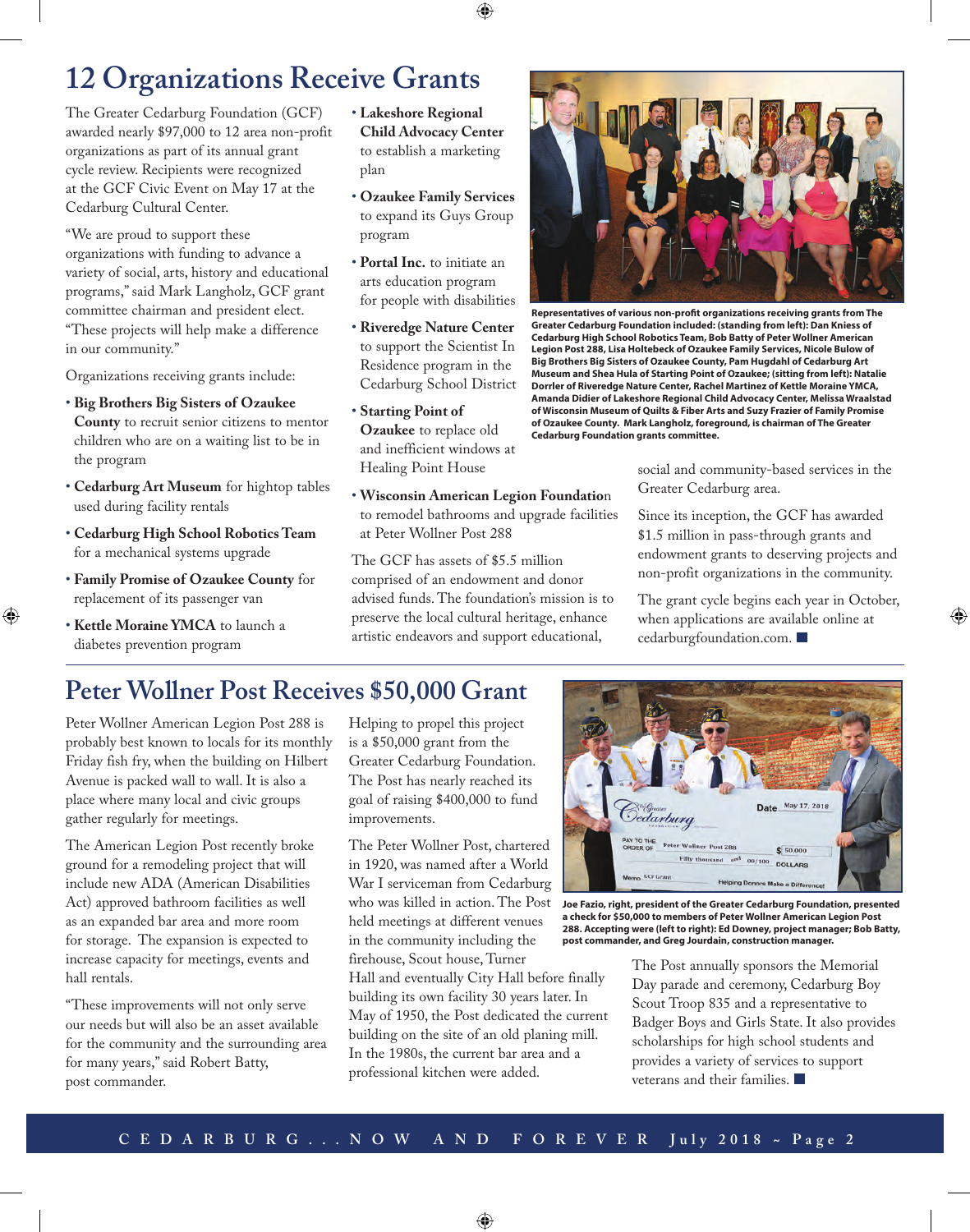# 12 Organizations Receive Grants

The Greater Cedarburg Foundation (GCF) awarded nearly $97,000 to 12 area non-profit organizations as part of its annual grant cycle review. Recipients were recognized at the GCF Civic Event on May 17 at the Cedarburg Cultural Center.

"We are proud to support these organizations with funding to advance a variety of social, arts, history and educational programs," said Mark Langholz, GCF grant committee chairman and president elect. "These projects will help make a difference in our community."

Organizations receiving grants include:

- **Big Brothers Big Sisters of Ozaukee County** to recruit senior citizens to mentor children who are on a waiting list to be in the program
- **Cedarburg Art Museum** for hightop tables used during facility rentals
- **Cedarburg High School Robotics Team** for a mechanical systems upgrade
- **Family Promise of Ozaukee County** for replacement of its passenger van
- **Kettle Moraine YMCA** to launch a diabetes prevention program
- **Lakeshore Regional Child Advocacy Center** to establish a marketing plan
- **Ozaukee Family Services** to expand its Guys Group program
- **Portal Inc.** to initiate an arts education program for people with disabilities
- **Riveredge Nature Center** to support the Scientist In Residence program in the Cedarburg School District
- **Starting Point of Ozaukee** to replace old and inefficient windows at Healing Point House
- **Wisconsin American Legion Foundation** to remodel bathrooms and upgrade facilities at Peter Wollner Post 288

The GCF has assets of $5.5 million comprised of an endowment and donor advised funds. The foundation's mission is to preserve the local cultural heritage, enhance artistic endeavors and support educational, social and community-based services in the Greater Cedarburg area.

Since its inception, the GCF has awarded $1.5 million in pass-through grants and endowment grants to deserving projects and non-profit organizations in the community.

The grant cycle begins each year in October, when applications are available online at cedarburgfoundation.com.

**Representatives of various non-profit organizations receiving grants from The Greater Cedarburg Foundation included: (standing from left): Dan Kniess of Cedarburg High School Robotics Team, Bob Batty of Peter Wollner American Legion Post 288, Lisa Holtebeck of Ozaukee Family Services, Nicole Bulow of Big Brothers Big Sisters of Ozaukee County, Pam Hugdahl of Cedarburg Art Museum and Shea Hula of Starting Point of Ozaukee; (sitting from left): Natalie Dorrler of Riveredge Nature Center, Rachel Martinez of Kettle Moraine YMCA, Amanda Didier of Lakeshore Regional Child Advocacy Center, Melissa Wraalstad of Wisconsin Museum of Quilts & Fiber Arts and Suzy Frazier of Family Promise of Ozaukee County. Mark Langholz, foreground, is chairman of The Greater Cedarburg Foundation grants committee.**

# Peter Wollner Post Receives $50,000 Grant

Peter Wollner American Legion Post 288 is probably best known to locals for its monthly Friday fish fry, when the building on Hilbert Avenue is packed wall to wall. It is also a place where many local and civic groups gather regularly for meetings.

The American Legion Post recently broke ground for a remodeling project that will include new ADA (American Disabilities Act) approved bathroom facilities as well as an expanded bar area and more room for storage. The expansion is expected to increase capacity for meetings, events and hall rentals.

"These improvements will not only serve our needs but will also be an asset available for the community and the surrounding area for many years," said Robert Batty, post commander.

Helping to propel this project is a $50,000 grant from the Greater Cedarburg Foundation. The Post has nearly reached its goal of raising $400,000 to fund improvements.

The Peter Wollner Post, chartered in 1920, was named after a World War I serviceman from Cedarburg who was killed in action. The Post held meetings at different venues in the community including the firehouse, Scout house, Turner Hall and eventually City Hall before finally building its own facility 30 years later. In May of 1950, the Post dedicated the current building on the site of an old planing mill. In the 1980s, the current bar area and a professional kitchen were added.

**Joe Fazio, right, president of the Greater Cedarburg Foundation, presented a check for $50,000 to members of Peter Wollner American Legion Post 288. Accepting were (left to right): Ed Downey, project manager; Bob Batty, post commander, and Greg Jourdain, construction manager.**

The Post annually sponsors the Memorial Day parade and ceremony, Cedarburg Boy Scout Troop 835 and a representative to Badger Boys and Girls State. It also provides scholarships for high school students and provides a variety of services to support veterans and their families.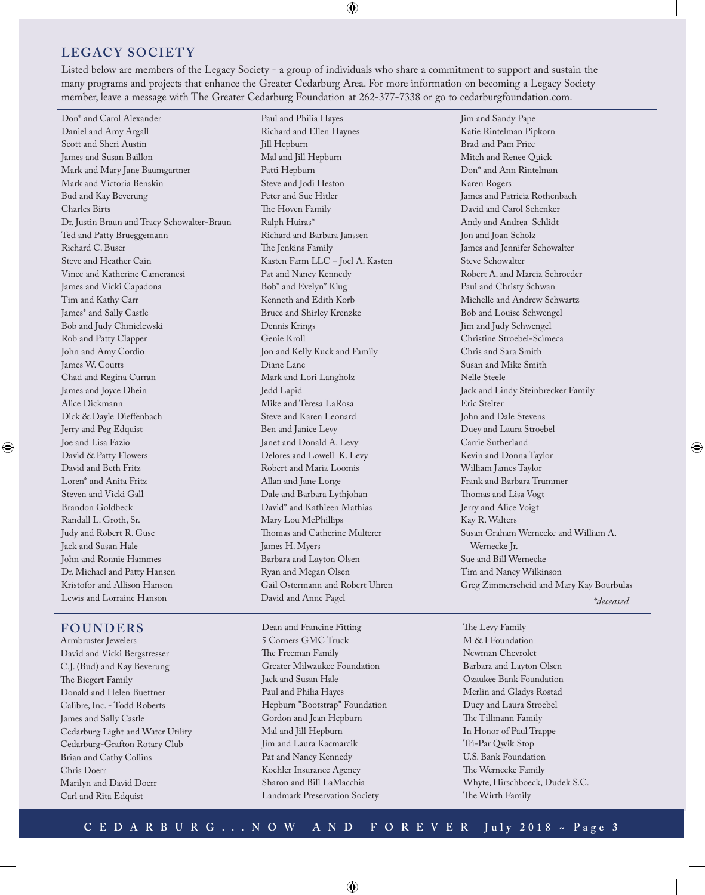## LEGACY SOCIETY

Listed below are members of the Legacy Society - a group of individuals who share a commitment to support and sustain the many programs and projects that enhance the Greater Cedarburg Area. For more information on becoming a Legacy Society member, leave a message with The Greater Cedarburg Foundation at 262-377-7338 or go to cedarburgfoundation.com.

Don* and Carol Alexander
Daniel and Amy Argall
Scott and Sheri Austin
James and Susan Baillon
Mark and Mary Jane Baumgartner
Mark and Victoria Benskin
Bud and Kay Beverung
Charles Birts
Dr. Justin Braun and Tracy Schowalter-Braun
Ted and Patty Brueggemann
Richard C. Buser
Steve and Heather Cain
Vince and Katherine Cameranesi
James and Vicki Capadona
Tim and Kathy Carr
James* and Sally Castle
Bob and Judy Chmielewski
Rob and Patty Clapper
John and Amy Cordio
James W. Coutts
Chad and Regina Curran
James and Joyce Dhein
Alice Dickmann
Dick & Dayle Dieffenbach
Jerry and Peg Edquist
Joe and Lisa Fazio
David & Patty Flowers
David and Beth Fritz
Loren* and Anita Fritz
Steven and Vicki Gall
Brandon Goldbeck
Randall L. Groth, Sr.
Judy and Robert R. Guse
Jack and Susan Hale
John and Ronnie Hammes
Dr. Michael and Patty Hansen
Kristofor and Allison Hanson
Lewis and Lorraine Hanson
Paul and Philia Hayes
Richard and Ellen Haynes
Jill Hepburn
Mal and Jill Hepburn
Patti Hepburn
Steve and Jodi Heston
Peter and Sue Hitler
The Hoven Family
Ralph Huiras*
Richard and Barbara Janssen
The Jenkins Family
Kasten Farm LLC – Joel A. Kasten
Pat and Nancy Kennedy
Bob* and Evelyn* Klug
Kenneth and Edith Korb
Bruce and Shirley Krenzke
Dennis Krings
Genie Kroll
Jon and Kelly Kuck and Family
Diane Lane
Mark and Lori Langholz
Jedd Lapid
Mike and Teresa LaRosa
Steve and Karen Leonard
Ben and Janice Levy
Janet and Donald A. Levy
Delores and Lowell K. Levy
Robert and Maria Loomis
Allan and Jane Lorge
Dale and Barbara Lythjohan
David* and Kathleen Mathias
Mary Lou McPhillips
Thomas and Catherine Multerer
James H. Myers
Barbara and Layton Olsen
Ryan and Megan Olsen
Gail Ostermann and Robert Uhren
David and Anne Pagel
Jim and Sandy Pape
Katie Rintelman Pipkorn
Brad and Pam Price
Mitch and Renee Quick
Don* and Ann Rintelman
Karen Rogers
James and Patricia Rothenbach
David and Carol Schenker
Andy and Andrea Schlidt
Jon and Joan Scholz
James and Jennifer Schowalter
Steve Schowalter
Robert A. and Marcia Schroeder
Paul and Christy Schwan
Michelle and Andrew Schwartz
Bob and Louise Schwengel
Jim and Judy Schwengel
Christine Stroebel-Scimeca
Chris and Sara Smith
Susan and Mike Smith
Nelle Steele
Jack and Lindy Steinbrecker Family
Eric Stelter
John and Dale Stevens
Duey and Laura Stroebel
Carrie Sutherland
Kevin and Donna Taylor
William James Taylor
Frank and Barbara Trummer
Thomas and Lisa Vogt
Jerry and Alice Voigt
Kay R. Walters
Susan Graham Wernecke and William A. Wernecke Jr.
Sue and Bill Wernecke
Tim and Nancy Wilkinson
Greg Zimmerscheid and Mary Kay Bourbulas

*\*deceased*

## FOUNDERS

Armbruster Jewelers
David and Vicki Bergstresser
C.J. (Bud) and Kay Beverung
The Biegert Family
Donald and Helen Buettner
Calibre, Inc. - Todd Roberts
James and Sally Castle
Cedarburg Light and Water Utility
Cedarburg-Grafton Rotary Club
Brian and Cathy Collins
Chris Doerr
Marilyn and David Doerr
Carl and Rita Edquist
Dean and Francine Fitting
5 Corners GMC Truck
The Freeman Family
Greater Milwaukee Foundation
Jack and Susan Hale
Paul and Philia Hayes
Hepburn "Bootstrap" Foundation
Gordon and Jean Hepburn
Mal and Jill Hepburn
Jim and Laura Kacmarcik
Pat and Nancy Kennedy
Koehler Insurance Agency
Sharon and Bill LaMacchia
Landmark Preservation Society
The Levy Family
M & I Foundation
Newman Chevrolet
Barbara and Layton Olsen
Ozaukee Bank Foundation
Merlin and Gladys Rostad
Duey and Laura Stroebel
The Tillmann Family
In Honor of Paul Trappe
Tri-Par Qwik Stop
U.S. Bank Foundation
The Wernecke Family
Whyte, Hirschboeck, Dudek S.C.
The Wirth Family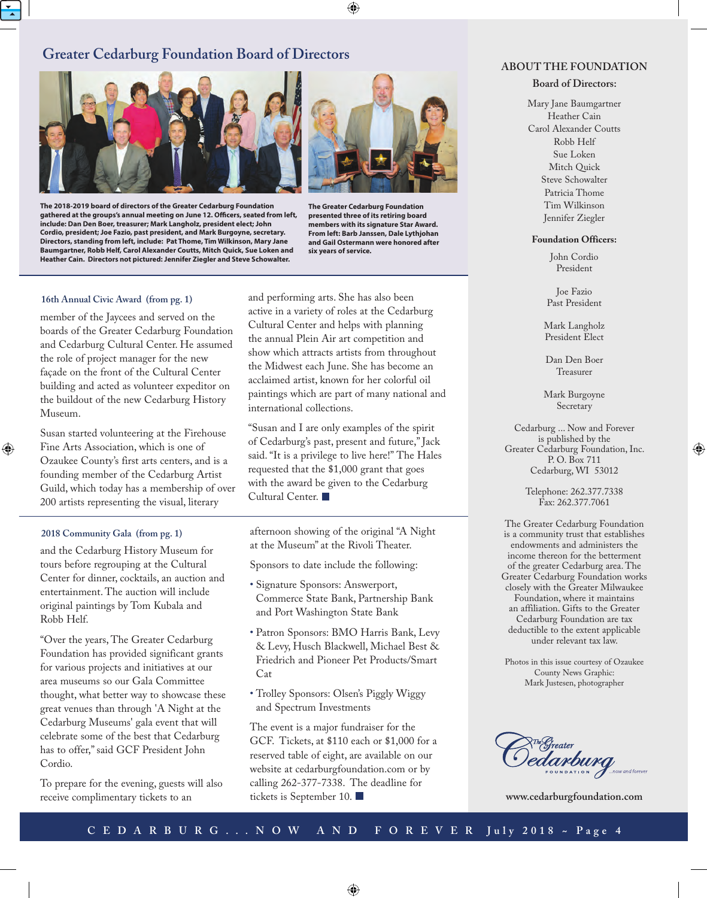## Greater Cedarburg Foundation Board of Directors

**The 2018-2019 board of directors of the Greater Cedarburg Foundation gathered at the groups's annual meeting on June 12. Officers, seated from left, include: Dan Den Boer, treasurer; Mark Langholz, president elect; John Cordio, president; Joe Fazio, past president, and Mark Burgoyne, secretary. Directors, standing from left, include: Pat Thome, Tim Wilkinson, Mary Jane Baumgartner, Robb Helf, Carol Alexander Coutts, Mitch Quick, Sue Loken and Heather Cain. Directors not pictured: Jennifer Ziegler and Steve Schowalter.**

**The Greater Cedarburg Foundation presented three of its retiring board members with its signature Star Award. From left: Barb Janssen, Dale Lythjohan and Gail Ostermann were honored after six years of service.**

### 16th Annual Civic Award (from pg. 1)

member of the Jaycees and served on the boards of the Greater Cedarburg Foundation and Cedarburg Cultural Center. He assumed the role of project manager for the new façade on the front of the Cultural Center building and acted as volunteer expeditor on the buildout of the new Cedarburg History Museum.

Susan started volunteering at the Firehouse Fine Arts Association, which is one of Ozaukee County's first arts centers, and is a founding member of the Cedarburg Artist Guild, which today has a membership of over 200 artists representing the visual, literary and performing arts. She has also been active in a variety of roles at the Cedarburg Cultural Center and helps with planning the annual Plein Air art competition and show which attracts artists from throughout the Midwest each June. She has become an acclaimed artist, known for her colorful oil paintings which are part of many national and international collections.

"Susan and I are only examples of the spirit of Cedarburg's past, present and future," Jack said. "It is a privilege to live here!" The Hales requested that the $1,000 grant that goes with the award be given to the Cedarburg Cultural Center. ■

### 2018 Community Gala (from pg. 1)

and the Cedarburg History Museum for tours before regrouping at the Cultural Center for dinner, cocktails, an auction and entertainment. The auction will include original paintings by Tom Kubala and Robb Helf.

"Over the years, The Greater Cedarburg Foundation has provided significant grants for various projects and initiatives at our area museums so our Gala Committee thought, what better way to showcase these great venues than through 'A Night at the Cedarburg Museums' gala event that will celebrate some of the best that Cedarburg has to offer," said GCF President John Cordio.

To prepare for the evening, guests will also receive complimentary tickets to an afternoon showing of the original "A Night at the Museum" at the Rivoli Theater.

Sponsors to date include the following:

- Signature Sponsors: Answerport, Commerce State Bank, Partnership Bank and Port Washington State Bank
- Patron Sponsors: BMO Harris Bank, Levy & Levy, Husch Blackwell, Michael Best & Friedrich and Pioneer Pet Products/Smart Cat
- Trolley Sponsors: Olsen's Piggly Wiggy and Spectrum Investments

The event is a major fundraiser for the GCF. Tickets, at $110 each or $1,000 for a reserved table of eight, are available on our website at cedarburgfoundation.com or by calling 262-377-7338. The deadline for tickets is September 10. ■

## ABOUT THE FOUNDATION

**Board of Directors:**

Mary Jane Baumgartner
Heather Cain
Carol Alexander Coutts
Robb Helf
Sue Loken
Mitch Quick
Steve Schowalter
Patricia Thome
Tim Wilkinson
Jennifer Ziegler

**Foundation Officers:**

John Cordio
President

Joe Fazio
Past President

Mark Langholz
President Elect

Dan Den Boer
Treasurer

Mark Burgoyne
Secretary

Cedarburg ... Now and Forever
is published by the
Greater Cedarburg Foundation, Inc.
P. O. Box 711
Cedarburg, WI 53012

Telephone: 262.377.7338
Fax: 262.377.7061

The Greater Cedarburg Foundation is a community trust that establishes endowments and administers the income thereon for the betterment of the greater Cedarburg area. The Greater Cedarburg Foundation works closely with the Greater Milwaukee Foundation, where it maintains an affiliation. Gifts to the Greater Cedarburg Foundation are tax deductible to the extent applicable under relevant tax law.

Photos in this issue courtesy of Ozaukee County News Graphic: Mark Justesen, photographer

The Greater Cedarburg Foundation ...now and forever

**www.cedarburgfoundation.com**